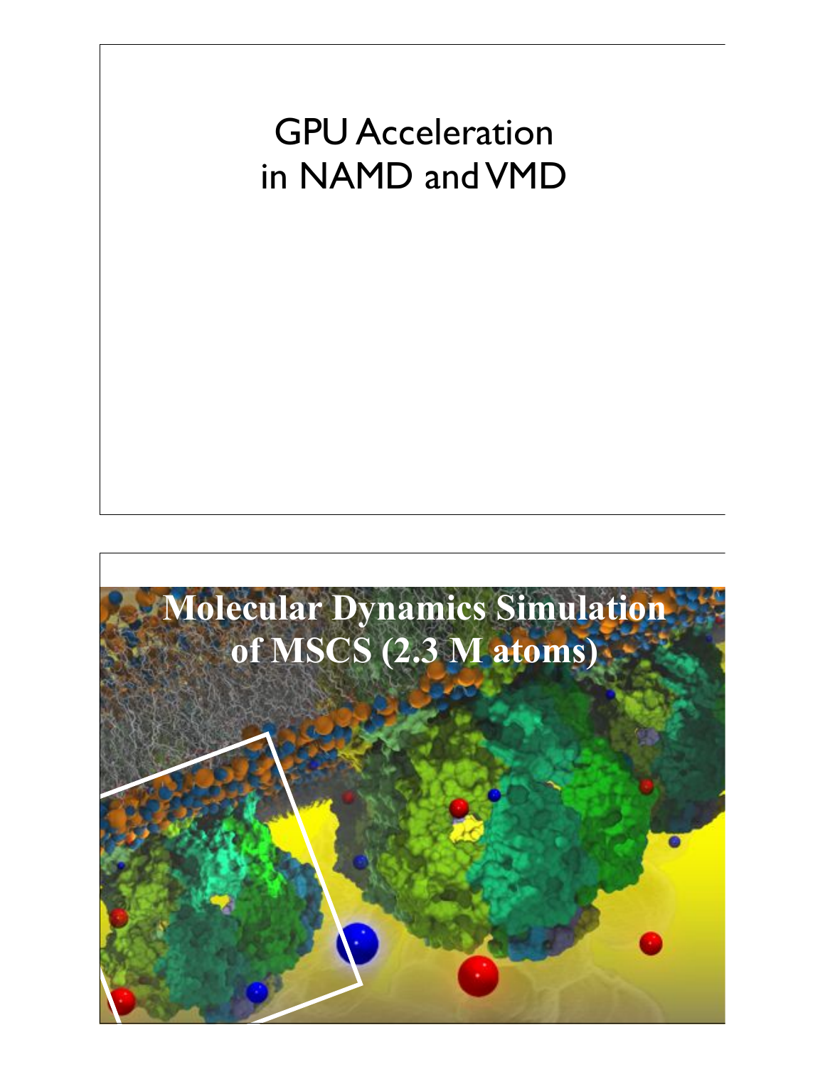# GPU Acceleration in NAMD and VMD

## Molecular Dynamics Simulation of MSCS (2.3 M atoms)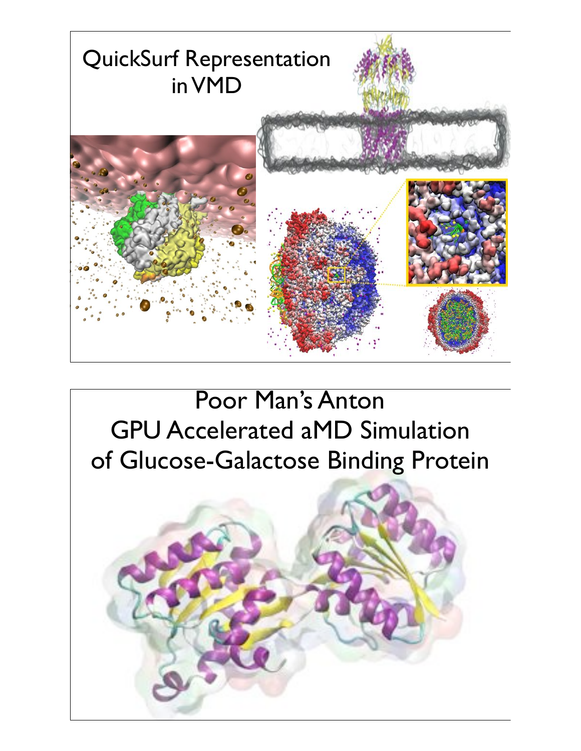# QuickSurf Representation in VMD

# Poor Man's Anton GPU Accelerated aMD Simulation of Glucose-Galactose Binding Protein